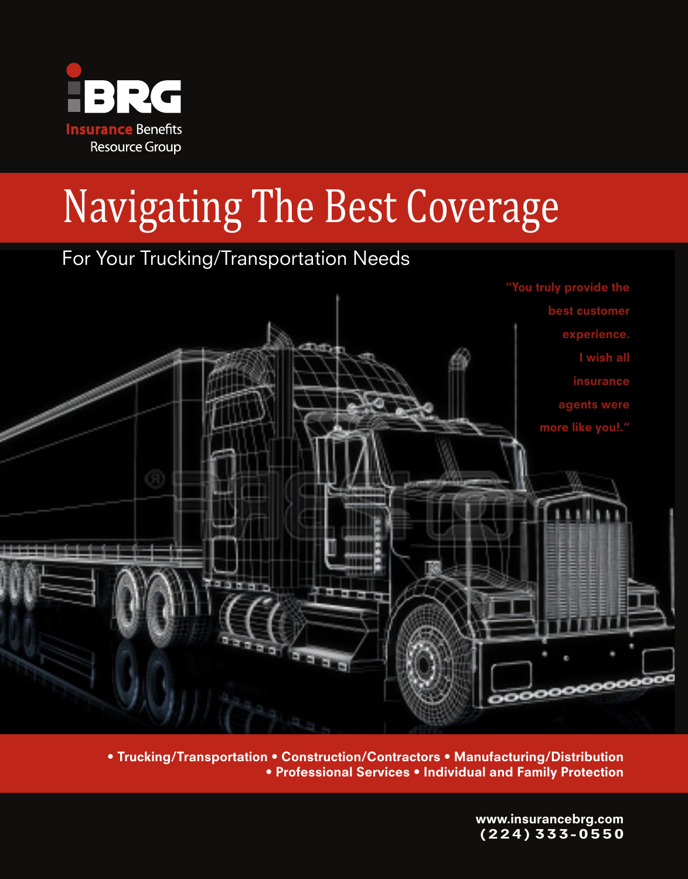iBRG

Insurance Benefits Resource Group

# Navigating The Best Coverage

## For Your Trucking/Transportation Needs

**"You truly provide the best customer experience. I wish all insurance agents were more like you!."**

**• Trucking/Transportation • Construction/Contractors • Manufacturing/Distribution • Professional Services • Individual and Family Protection**

**www.insurancebrg.com**
**(224) 333-0550**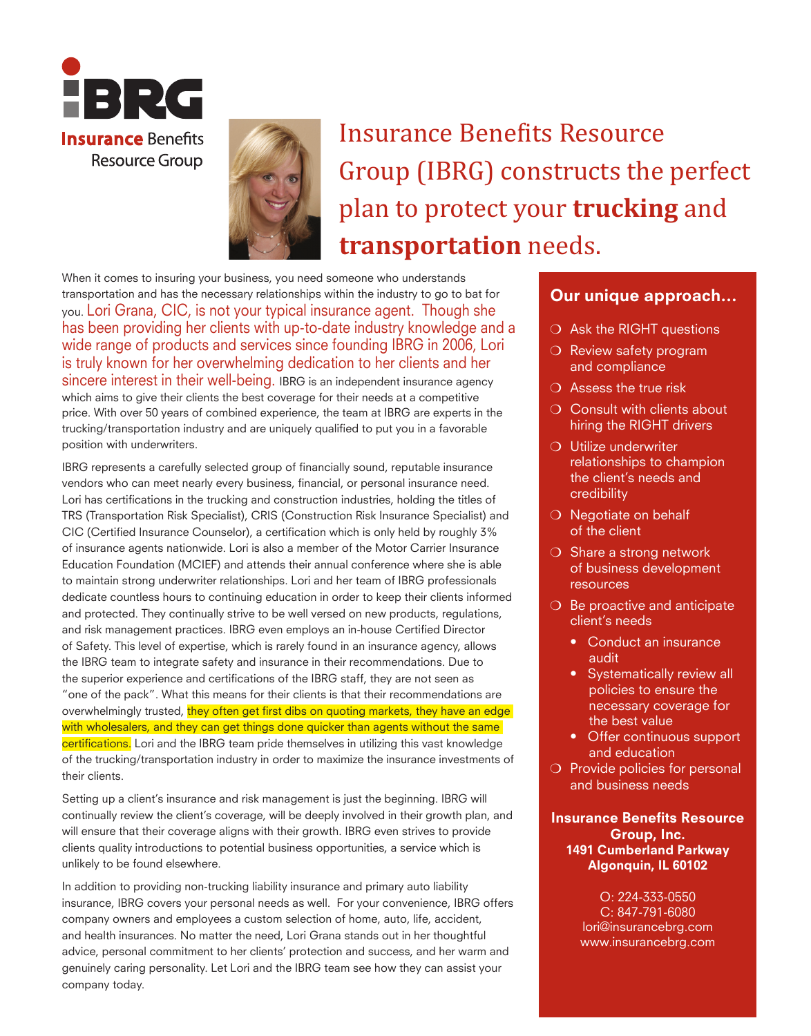**IBRG**

**Insurance** Benefits Resource Group

# Insurance Benefits Resource Group (IBRG) constructs the perfect plan to protect your **trucking** and **transportation** needs.

When it comes to insuring your business, you need someone who understands transportation and has the necessary relationships within the industry to go to bat for you. Lori Grana, CIC, is not your typical insurance agent. Though she has been providing her clients with up-to-date industry knowledge and a wide range of products and services since founding IBRG in 2006, Lori is truly known for her overwhelming dedication to her clients and her sincere interest in their well-being. IBRG is an independent insurance agency which aims to give their clients the best coverage for their needs at a competitive price. With over 50 years of combined experience, the team at IBRG are experts in the trucking/transportation industry and are uniquely qualified to put you in a favorable position with underwriters.

IBRG represents a carefully selected group of financially sound, reputable insurance vendors who can meet nearly every business, financial, or personal insurance need. Lori has certifications in the trucking and construction industries, holding the titles of TRS (Transportation Risk Specialist), CRIS (Construction Risk Insurance Specialist) and CIC (Certified Insurance Counselor), a certification which is only held by roughly 3% of insurance agents nationwide. Lori is also a member of the Motor Carrier Insurance Education Foundation (MCIEF) and attends their annual conference where she is able to maintain strong underwriter relationships. Lori and her team of IBRG professionals dedicate countless hours to continuing education in order to keep their clients informed and protected. They continually strive to be well versed on new products, regulations, and risk management practices. IBRG even employs an in-house Certified Director of Safety. This level of expertise, which is rarely found in an insurance agency, allows the IBRG team to integrate safety and insurance in their recommendations. Due to the superior experience and certifications of the IBRG staff, they are not seen as "one of the pack". What this means for their clients is that their recommendations are overwhelmingly trusted, they often get first dibs on quoting markets, they have an edge with wholesalers, and they can get things done quicker than agents without the same certifications. Lori and the IBRG team pride themselves in utilizing this vast knowledge of the trucking/transportation industry in order to maximize the insurance investments of their clients.

Setting up a client's insurance and risk management is just the beginning. IBRG will continually review the client's coverage, will be deeply involved in their growth plan, and will ensure that their coverage aligns with their growth. IBRG even strives to provide clients quality introductions to potential business opportunities, a service which is unlikely to be found elsewhere.

In addition to providing non-trucking liability insurance and primary auto liability insurance, IBRG covers your personal needs as well. For your convenience, IBRG offers company owners and employees a custom selection of home, auto, life, accident, and health insurances. No matter the need, Lori Grana stands out in her thoughtful advice, personal commitment to her clients' protection and success, and her warm and genuinely caring personality. Let Lori and the IBRG team see how they can assist your company today.

## Our unique approach...

- Ask the RIGHT questions
- Review safety program and compliance
- Assess the true risk
- Consult with clients about hiring the RIGHT drivers
- Utilize underwriter relationships to champion the client's needs and credibility
- Negotiate on behalf of the client
- Share a strong network of business development resources
- Be proactive and anticipate client's needs
  - Conduct an insurance audit
  - Systematically review all policies to ensure the necessary coverage for the best value
  - Offer continuous support and education
- Provide policies for personal and business needs

**Insurance Benefits Resource Group, Inc.**
**1491 Cumberland Parkway**
**Algonquin, IL 60102**

O: 224-333-0550
C: 847-791-6080
lori@insurancebrg.com
www.insurancebrg.com